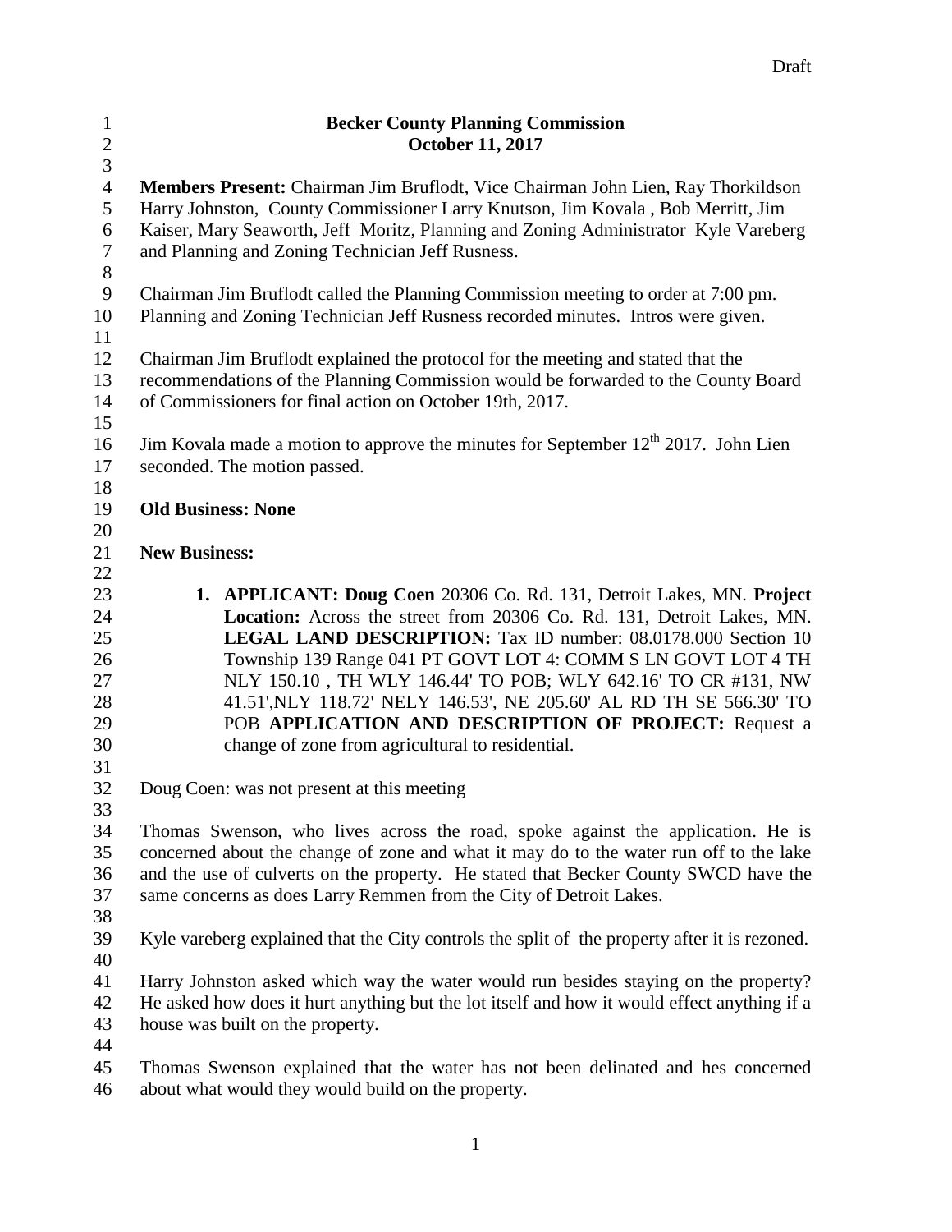Draft

# Becker County Planning Commission
## October 11, 2017

**Members Present:** Chairman Jim Bruflodt, Vice Chairman John Lien, Ray Thorkildson Harry Johnston, County Commissioner Larry Knutson, Jim Kovala , Bob Merritt, Jim Kaiser, Mary Seaworth, Jeff Moritz, Planning and Zoning Administrator Kyle Vareberg and Planning and Zoning Technician Jeff Rusness.

Chairman Jim Bruflodt called the Planning Commission meeting to order at 7:00 pm. Planning and Zoning Technician Jeff Rusness recorded minutes. Intros were given.

Chairman Jim Bruflodt explained the protocol for the meeting and stated that the recommendations of the Planning Commission would be forwarded to the County Board of Commissioners for final action on October 19th, 2017.

Jim Kovala made a motion to approve the minutes for September 12th 2017. John Lien seconded. The motion passed.

**Old Business: None**

**New Business:**

1. **APPLICANT: Doug Coen** 20306 Co. Rd. 131, Detroit Lakes, MN. **Project Location:** Across the street from 20306 Co. Rd. 131, Detroit Lakes, MN. **LEGAL LAND DESCRIPTION:** Tax ID number: 08.0178.000 Section 10 Township 139 Range 041 PT GOVT LOT 4: COMM S LN GOVT LOT 4 TH NLY 150.10 , TH WLY 146.44' TO POB; WLY 642.16' TO CR #131, NW 41.51',NLY 118.72' NELY 146.53', NE 205.60' AL RD TH SE 566.30' TO POB **APPLICATION AND DESCRIPTION OF PROJECT:** Request a change of zone from agricultural to residential.

Doug Coen: was not present at this meeting

Thomas Swenson, who lives across the road, spoke against the application. He is concerned about the change of zone and what it may do to the water run off to the lake and the use of culverts on the property. He stated that Becker County SWCD have the same concerns as does Larry Remmen from the City of Detroit Lakes.

Kyle vareberg explained that the City controls the split of the property after it is rezoned.

Harry Johnston asked which way the water would run besides staying on the property? He asked how does it hurt anything but the lot itself and how it would effect anything if a house was built on the property.

Thomas Swenson explained that the water has not been delinated and hes concerned about what would they would build on the property.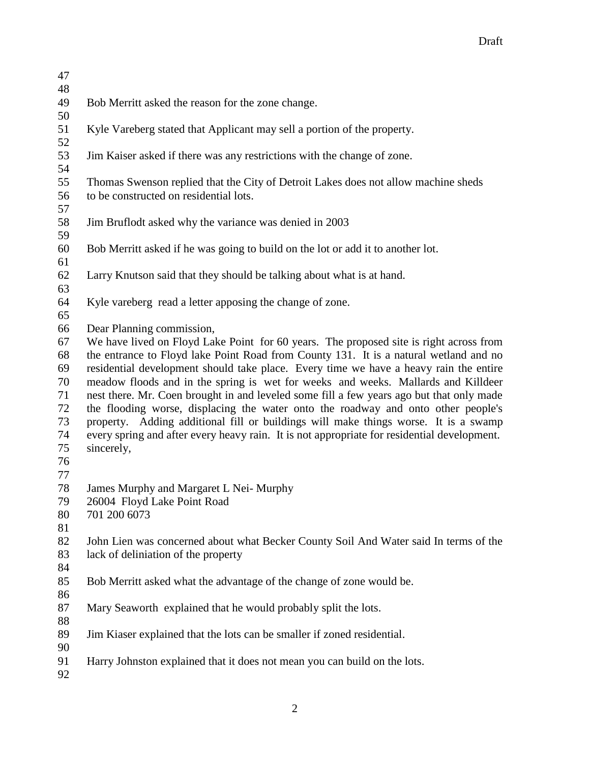Bob Merritt asked the reason for the zone change.

Kyle Vareberg stated that Applicant may sell a portion of the property.

Jim Kaiser asked if there was any restrictions with the change of zone.

Thomas Swenson replied that the City of Detroit Lakes does not allow machine sheds to be constructed on residential lots.

Jim Bruflodt asked why the variance was denied in 2003

Bob Merritt asked if he was going to build on the lot or add it to another lot.

Larry Knutson said that they should be talking about what is at hand.

Kyle vareberg read a letter apposing the change of zone.

Dear Planning commission,
We have lived on Floyd Lake Point for 60 years. The proposed site is right across from the entrance to Floyd lake Point Road from County 131. It is a natural wetland and no residential development should take place. Every time we have a heavy rain the entire meadow floods and in the spring is wet for weeks and weeks. Mallards and Killdeer nest there. Mr. Coen brought in and leveled some fill a few years ago but that only made the flooding worse, displacing the water onto the roadway and onto other people's property. Adding additional fill or buildings will make things worse. It is a swamp every spring and after every heavy rain. It is not appropriate for residential development.
sincerely,

James Murphy and Margaret L Nei- Murphy
26004 Floyd Lake Point Road
701 200 6073

John Lien was concerned about what Becker County Soil And Water said In terms of the lack of deliniation of the property

Bob Merritt asked what the advantage of the change of zone would be.

Mary Seaworth explained that he would probably split the lots.

Jim Kiaser explained that the lots can be smaller if zoned residential.

Harry Johnston explained that it does not mean you can build on the lots.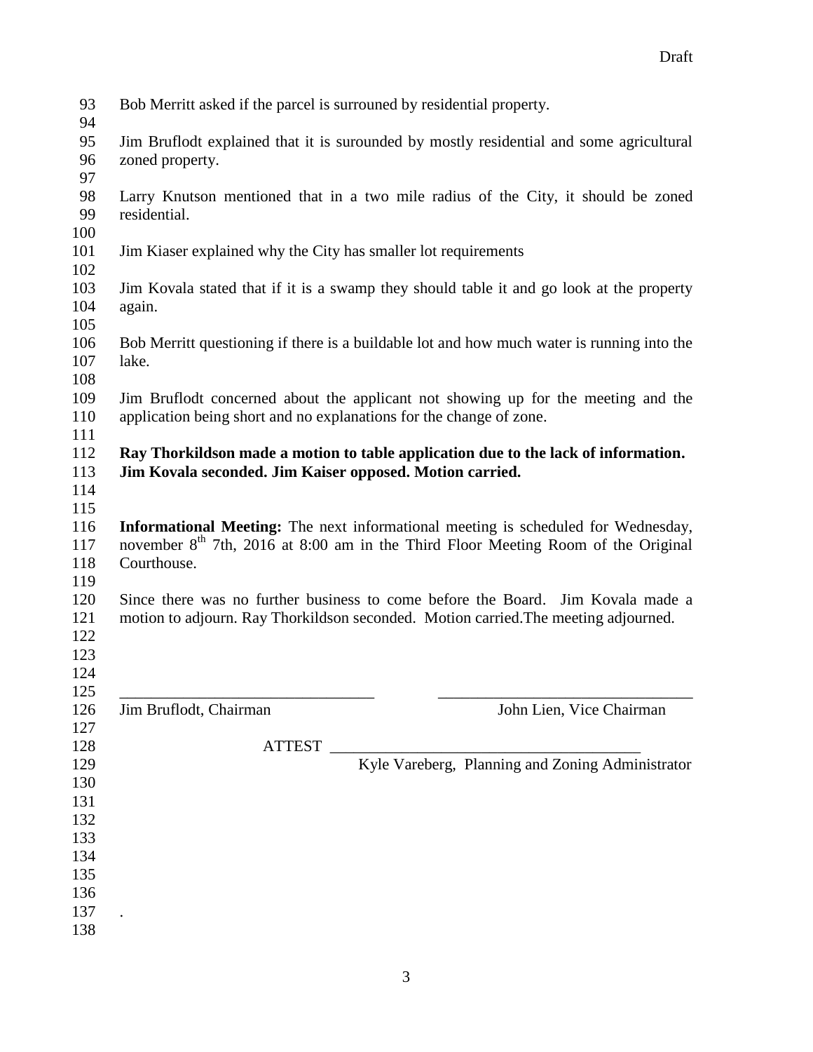Bob Merritt asked if the parcel is surrouned by residential property.

Jim Bruflodt explained that it is surounded by mostly residential and some agricultural zoned property.

Larry Knutson mentioned that in a two mile radius of the City, it should be zoned residential.

Jim Kiaser explained why the City has smaller lot requirements

Jim Kovala stated that if it is a swamp they should table it and go look at the property again.

Bob Merritt questioning if there is a buildable lot and how much water is running into the lake.

Jim Bruflodt concerned about the applicant not showing up for the meeting and the application being short and no explanations for the change of zone.

**Ray Thorkildson made a motion to table application due to the lack of information. Jim Kovala seconded. Jim Kaiser opposed. Motion carried.**

**Informational Meeting:** The next informational meeting is scheduled for Wednesday, november 8th 7th, 2016 at 8:00 am in the Third Floor Meeting Room of the Original Courthouse.

Since there was no further business to come before the Board. Jim Kovala made a motion to adjourn. Ray Thorkildson seconded. Motion carried.The meeting adjourned.

\_\_\_\_\_\_\_\_\_\_\_\_\_\_\_\_\_\_\_\_\_\_\_\_\_\_\_\_\_\_\_\_ &nbsp;&nbsp;&nbsp;&nbsp; \_\_\_\_\_\_\_\_\_\_\_\_\_\_\_\_\_\_\_\_\_\_\_\_\_\_\_\_\_\_\_\_

Jim Bruflodt, Chairman &nbsp;&nbsp;&nbsp;&nbsp; John Lien, Vice Chairman

ATTEST \_\_\_\_\_\_\_\_\_\_\_\_\_\_\_\_\_\_\_\_\_\_\_\_\_\_\_\_\_\_\_\_\_\_\_\_\_\_

Kyle Vareberg, Planning and Zoning Administrator

.